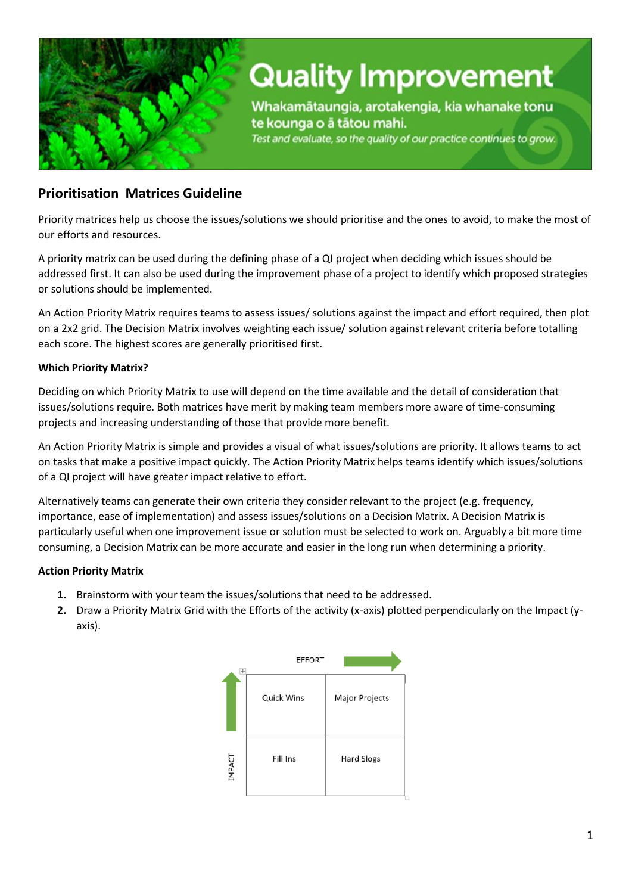# Quality Improvement

Whakamātaungia, arotakengia, kia whanake tonu te kounga o ā tātou mahi.

*Test and evaluate, so the quality of our practice continues to grow.*

## Prioritisation Matrices Guideline

Priority matrices help us choose the issues/solutions we should prioritise and the ones to avoid, to make the most of our efforts and resources.

A priority matrix can be used during the defining phase of a QI project when deciding which issues should be addressed first. It can also be used during the improvement phase of a project to identify which proposed strategies or solutions should be implemented.

An Action Priority Matrix requires teams to assess issues/ solutions against the impact and effort required, then plot on a 2x2 grid. The Decision Matrix involves weighting each issue/ solution against relevant criteria before totalling each score. The highest scores are generally prioritised first.

**Which Priority Matrix?**

Deciding on which Priority Matrix to use will depend on the time available and the detail of consideration that issues/solutions require. Both matrices have merit by making team members more aware of time-consuming projects and increasing understanding of those that provide more benefit.

An Action Priority Matrix is simple and provides a visual of what issues/solutions are priority. It allows teams to act on tasks that make a positive impact quickly. The Action Priority Matrix helps teams identify which issues/solutions of a QI project will have greater impact relative to effort.

Alternatively teams can generate their own criteria they consider relevant to the project (e.g. frequency, importance, ease of implementation) and assess issues/solutions on a Decision Matrix. A Decision Matrix is particularly useful when one improvement issue or solution must be selected to work on. Arguably a bit more time consuming, a Decision Matrix can be more accurate and easier in the long run when determining a priority.

**Action Priority Matrix**

1. Brainstorm with your team the issues/solutions that need to be addressed.
2. Draw a Priority Matrix Grid with the Efforts of the activity (x-axis) plotted perpendicularly on the Impact (y-axis).

EFFORT →

| IMPACT ↑ | | |
|---|---|---|
| | Quick Wins | Major Projects |
| | Fill Ins | Hard Slogs |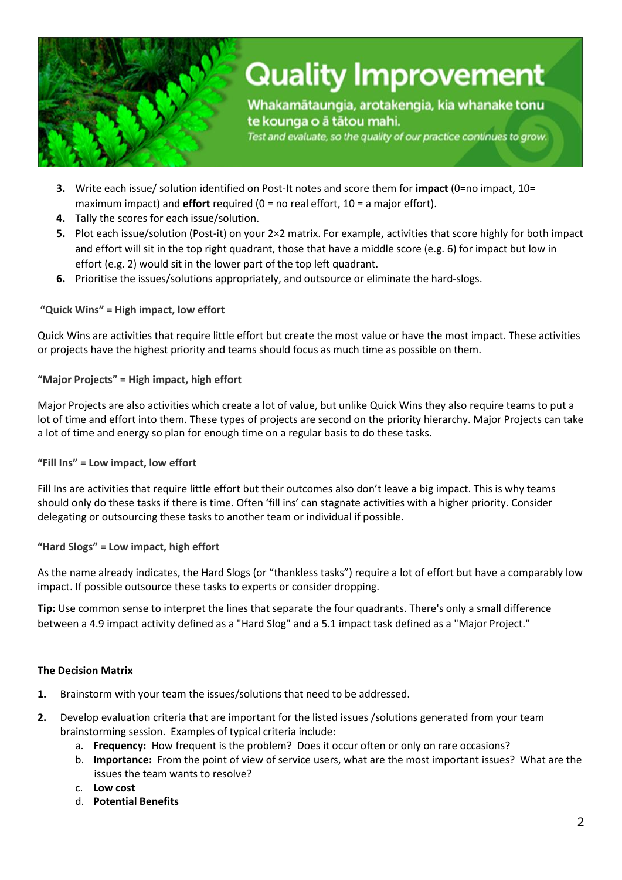# Quality Improvement

**Whakamātaungia, arotakengia, kia whanake tonu te kounga o ā tātou mahi.**

*Test and evaluate, so the quality of our practice continues to grow.*

3. Write each issue/ solution identified on Post-It notes and score them for **impact** (0=no impact, 10= maximum impact) and **effort** required (0 = no real effort, 10 = a major effort).
4. Tally the scores for each issue/solution.
5. Plot each issue/solution (Post-it) on your 2×2 matrix. For example, activities that score highly for both impact and effort will sit in the top right quadrant, those that have a middle score (e.g. 6) for impact but low in effort (e.g. 2) would sit in the lower part of the top left quadrant.
6. Prioritise the issues/solutions appropriately, and outsource or eliminate the hard-slogs.

**"Quick Wins" = High impact, low effort**

Quick Wins are activities that require little effort but create the most value or have the most impact. These activities or projects have the highest priority and teams should focus as much time as possible on them.

**"Major Projects" = High impact, high effort**

Major Projects are also activities which create a lot of value, but unlike Quick Wins they also require teams to put a lot of time and effort into them. These types of projects are second on the priority hierarchy. Major Projects can take a lot of time and energy so plan for enough time on a regular basis to do these tasks.

**"Fill Ins" = Low impact, low effort**

Fill Ins are activities that require little effort but their outcomes also don't leave a big impact. This is why teams should only do these tasks if there is time. Often 'fill ins' can stagnate activities with a higher priority. Consider delegating or outsourcing these tasks to another team or individual if possible.

**"Hard Slogs" = Low impact, high effort**

As the name already indicates, the Hard Slogs (or "thankless tasks") require a lot of effort but have a comparably low impact. If possible outsource these tasks to experts or consider dropping.

**Tip:** Use common sense to interpret the lines that separate the four quadrants. There's only a small difference between a 4.9 impact activity defined as a "Hard Slog" and a 5.1 impact task defined as a "Major Project."

**The Decision Matrix**

1. Brainstorm with your team the issues/solutions that need to be addressed.
2. Develop evaluation criteria that are important for the listed issues /solutions generated from your team brainstorming session. Examples of typical criteria include:
   a. **Frequency:** How frequent is the problem? Does it occur often or only on rare occasions?
   b. **Importance:** From the point of view of service users, what are the most important issues? What are the issues the team wants to resolve?
   c. **Low cost**
   d. **Potential Benefits**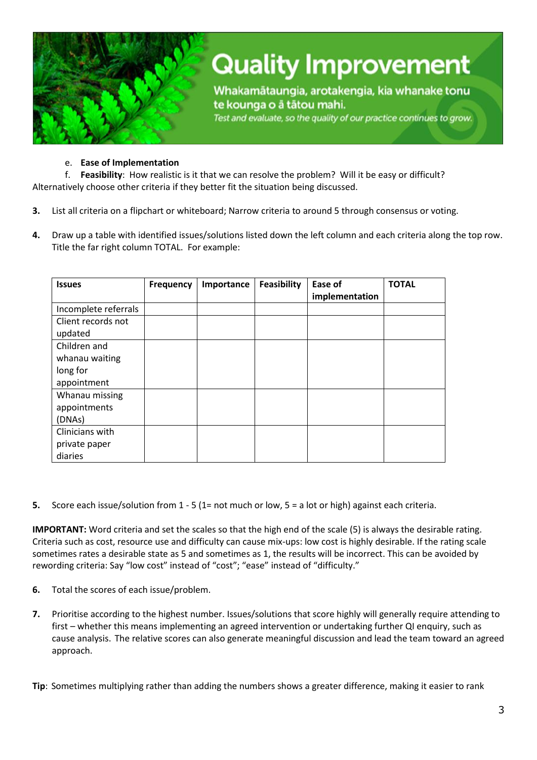e. **Ease of Implementation**

f. **Feasibility**: How realistic is it that we can resolve the problem? Will it be easy or difficult?

Alternatively choose other criteria if they better fit the situation being discussed.

**3.** List all criteria on a flipchart or whiteboard; Narrow criteria to around 5 through consensus or voting.

**4.** Draw up a table with identified issues/solutions listed down the left column and each criteria along the top row. Title the far right column TOTAL. For example:

| Issues | Frequency | Importance | Feasibility | Ease of implementation | TOTAL |
|---|---|---|---|---|---|
| Incomplete referrals | | | | | |
| Client records not updated | | | | | |
| Children and whanau waiting long for appointment | | | | | |
| Whanau missing appointments (DNAs) | | | | | |
| Clinicians with private paper diaries | | | | | |

**5.** Score each issue/solution from 1 - 5 (1= not much or low, 5 = a lot or high) against each criteria.

**IMPORTANT:** Word criteria and set the scales so that the high end of the scale (5) is always the desirable rating. Criteria such as cost, resource use and difficulty can cause mix-ups: low cost is highly desirable. If the rating scale sometimes rates a desirable state as 5 and sometimes as 1, the results will be incorrect. This can be avoided by rewording criteria: Say "low cost" instead of "cost"; "ease" instead of "difficulty."

**6.** Total the scores of each issue/problem.

**7.** Prioritise according to the highest number. Issues/solutions that score highly will generally require attending to first – whether this means implementing an agreed intervention or undertaking further QI enquiry, such as cause analysis. The relative scores can also generate meaningful discussion and lead the team toward an agreed approach.

**Tip**: Sometimes multiplying rather than adding the numbers shows a greater difference, making it easier to rank